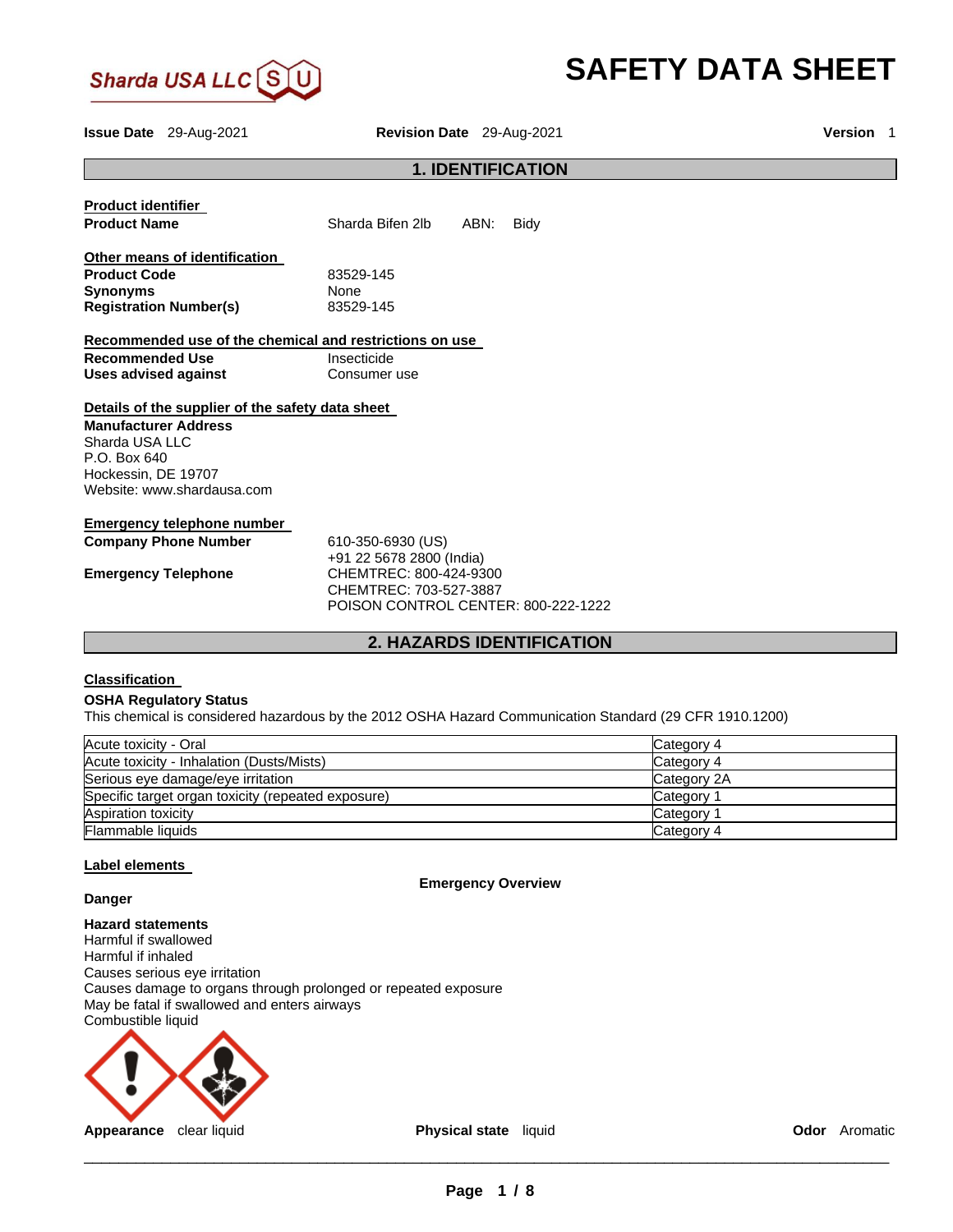Sharda USA LLC

# SAFETY DATA SHEET

**Issue Date** 29-Aug-2021 **Revision Date** 29-Aug-2021 **Version** 1

## 1. IDENTIFICATION

**Product identifier**

**Product Name** Sharda Bifen 2lb ABN: Bidy

**Other means of identification**

**Product Code** 83529-145
**Synonyms** None
**Registration Number(s)** 83529-145

**Recommended use of the chemical and restrictions on use**

**Recommended Use** Insecticide
**Uses advised against** Consumer use

**Details of the supplier of the safety data sheet**

**Manufacturer Address**
Sharda USA LLC
P.O. Box 640
Hockessin, DE 19707
Website: www.shardausa.com

**Emergency telephone number**

**Company Phone Number** 610-350-6930 (US)
+91 22 5678 2800 (India)

**Emergency Telephone** CHEMTREC: 800-424-9300
CHEMTREC: 703-527-3887
POISON CONTROL CENTER: 800-222-1222

## 2. HAZARDS IDENTIFICATION

**Classification**

**OSHA Regulatory Status**
This chemical is considered hazardous by the 2012 OSHA Hazard Communication Standard (29 CFR 1910.1200)

| Hazard | Category |
|---|---|
| Acute toxicity - Oral | Category 4 |
| Acute toxicity - Inhalation (Dusts/Mists) | Category 4 |
| Serious eye damage/eye irritation | Category 2A |
| Specific target organ toxicity (repeated exposure) | Category 1 |
| Aspiration toxicity | Category 1 |
| Flammable liquids | Category 4 |

**Label elements**

**Emergency Overview**

**Danger**

**Hazard statements**
Harmful if swallowed
Harmful if inhaled
Causes serious eye irritation
Causes damage to organs through prolonged or repeated exposure
May be fatal if swallowed and enters airways
Combustible liquid

**Appearance** clear liquid **Physical state** liquid **Odor** Aromatic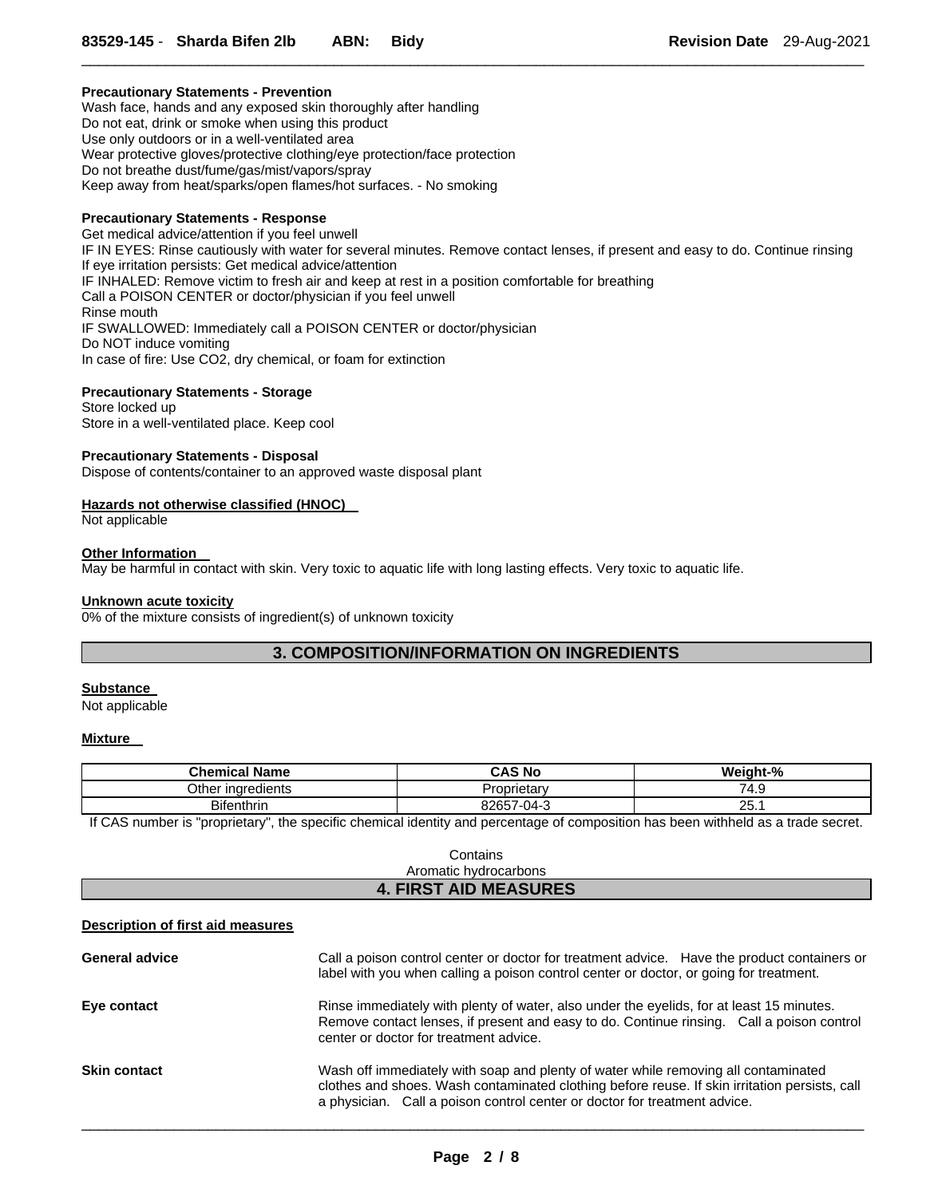**Precautionary Statements - Prevention**

Wash face, hands and any exposed skin thoroughly after handling
Do not eat, drink or smoke when using this product
Use only outdoors or in a well-ventilated area
Wear protective gloves/protective clothing/eye protection/face protection
Do not breathe dust/fume/gas/mist/vapors/spray
Keep away from heat/sparks/open flames/hot surfaces. - No smoking

**Precautionary Statements - Response**

Get medical advice/attention if you feel unwell
IF IN EYES: Rinse cautiously with water for several minutes. Remove contact lenses, if present and easy to do. Continue rinsing
If eye irritation persists: Get medical advice/attention
IF INHALED: Remove victim to fresh air and keep at rest in a position comfortable for breathing
Call a POISON CENTER or doctor/physician if you feel unwell
Rinse mouth
IF SWALLOWED: Immediately call a POISON CENTER or doctor/physician
Do NOT induce vomiting
In case of fire: Use CO2, dry chemical, or foam for extinction

**Precautionary Statements - Storage**

Store locked up
Store in a well-ventilated place. Keep cool

**Precautionary Statements - Disposal**

Dispose of contents/container to an approved waste disposal plant

**Hazards not otherwise classified (HNOC)**

Not applicable

**Other Information**

May be harmful in contact with skin. Very toxic to aquatic life with long lasting effects. Very toxic to aquatic life.

**Unknown acute toxicity**

0% of the mixture consists of ingredient(s) of unknown toxicity

## 3. COMPOSITION/INFORMATION ON INGREDIENTS

**Substance**

Not applicable

**Mixture**

| Chemical Name | CAS No | Weight-% |
|---|---|---|
| Other ingredients | Proprietary | 74.9 |
| Bifenthrin | 82657-04-3 | 25.1 |

If CAS number is "proprietary", the specific chemical identity and percentage of composition has been withheld as a trade secret.

Contains
Aromatic hydrocarbons

## 4. FIRST AID MEASURES

**Description of first aid measures**

**General advice** — Call a poison control center or doctor for treatment advice. Have the product containers or label with you when calling a poison control center or doctor, or going for treatment.

**Eye contact** — Rinse immediately with plenty of water, also under the eyelids, for at least 15 minutes. Remove contact lenses, if present and easy to do. Continue rinsing. Call a poison control center or doctor for treatment advice.

**Skin contact** — Wash off immediately with soap and plenty of water while removing all contaminated clothes and shoes. Wash contaminated clothing before reuse. If skin irritation persists, call a physician. Call a poison control center or doctor for treatment advice.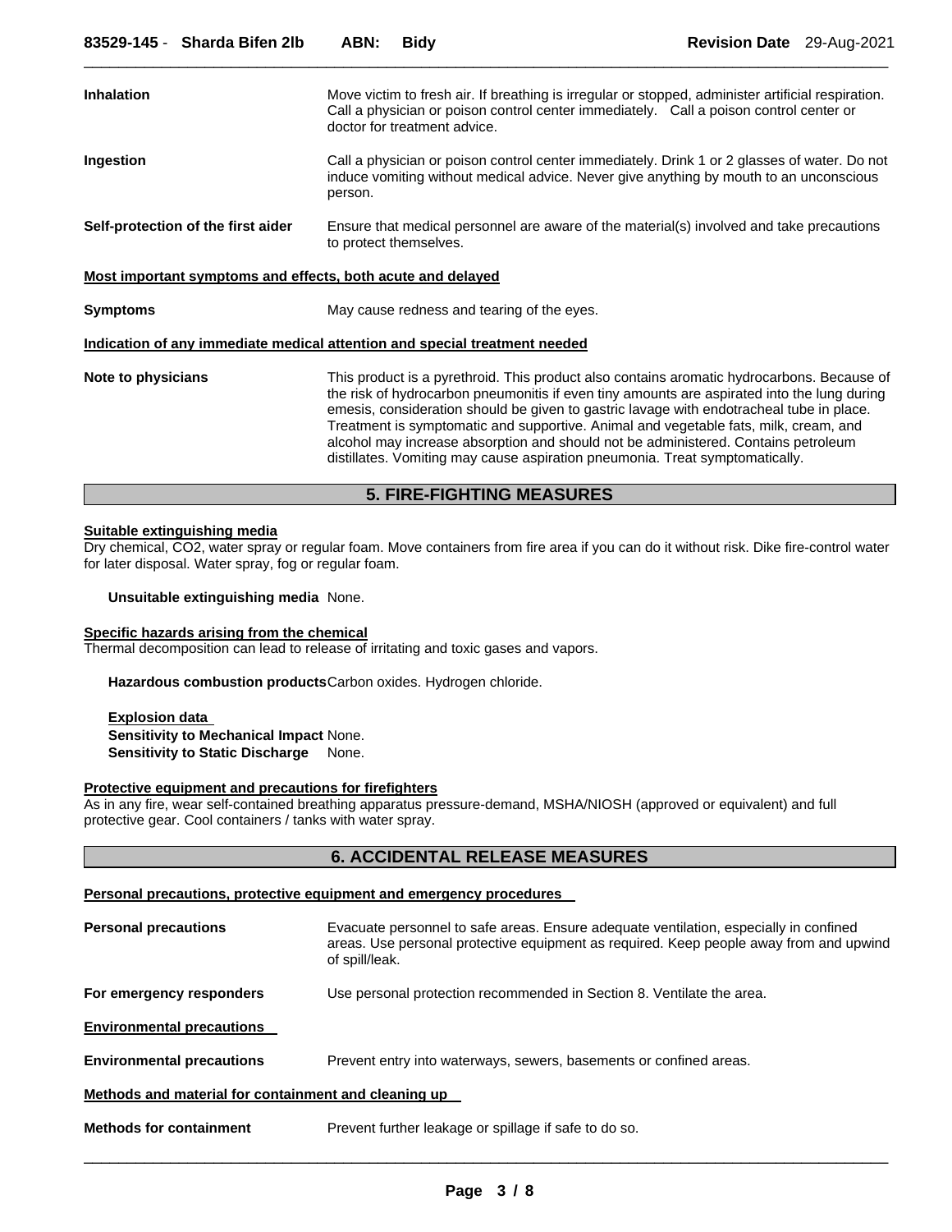**Inhalation** Move victim to fresh air. If breathing is irregular or stopped, administer artificial respiration. Call a physician or poison control center immediately. Call a poison control center or doctor for treatment advice.

**Ingestion** Call a physician or poison control center immediately. Drink 1 or 2 glasses of water. Do not induce vomiting without medical advice. Never give anything by mouth to an unconscious person.

**Self-protection of the first aider** Ensure that medical personnel are aware of the material(s) involved and take precautions to protect themselves.

**Most important symptoms and effects, both acute and delayed**

**Symptoms** May cause redness and tearing of the eyes.

**Indication of any immediate medical attention and special treatment needed**

**Note to physicians** This product is a pyrethroid. This product also contains aromatic hydrocarbons. Because of the risk of hydrocarbon pneumonitis if even tiny amounts are aspirated into the lung during emesis, consideration should be given to gastric lavage with endotracheal tube in place. Treatment is symptomatic and supportive. Animal and vegetable fats, milk, cream, and alcohol may increase absorption and should not be administered. Contains petroleum distillates. Vomiting may cause aspiration pneumonia. Treat symptomatically.

## 5. FIRE-FIGHTING MEASURES

**Suitable extinguishing media**

Dry chemical, $CO_2$, water spray or regular foam. Move containers from fire area if you can do it without risk. Dike fire-control water for later disposal. Water spray, fog or regular foam.

**Unsuitable extinguishing media** None.

**Specific hazards arising from the chemical**

Thermal decomposition can lead to release of irritating and toxic gases and vapors.

**Hazardous combustion products** Carbon oxides. Hydrogen chloride.

**Explosion data**

**Sensitivity to Mechanical Impact** None.

**Sensitivity to Static Discharge** None.

**Protective equipment and precautions for firefighters**

As in any fire, wear self-contained breathing apparatus pressure-demand, MSHA/NIOSH (approved or equivalent) and full protective gear. Cool containers / tanks with water spray.

## 6. ACCIDENTAL RELEASE MEASURES

**Personal precautions, protective equipment and emergency procedures**

**Personal precautions** Evacuate personnel to safe areas. Ensure adequate ventilation, especially in confined areas. Use personal protective equipment as required. Keep people away from and upwind of spill/leak.

**For emergency responders** Use personal protection recommended in Section 8. Ventilate the area.

**Environmental precautions**

**Environmental precautions** Prevent entry into waterways, sewers, basements or confined areas.

**Methods and material for containment and cleaning up**

**Methods for containment** Prevent further leakage or spillage if safe to do so.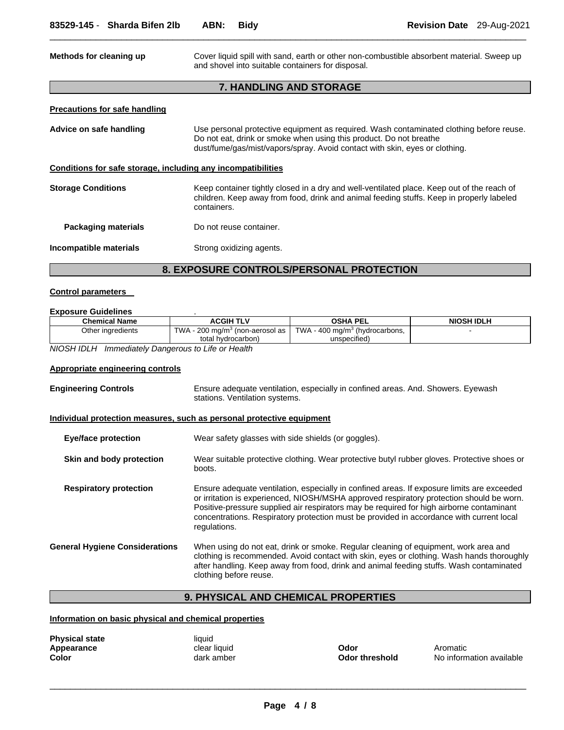**Methods for cleaning up** Cover liquid spill with sand, earth or other non-combustible absorbent material. Sweep up and shovel into suitable containers for disposal.

## 7. HANDLING AND STORAGE

**Precautions for safe handling**

**Advice on safe handling** Use personal protective equipment as required. Wash contaminated clothing before reuse. Do not eat, drink or smoke when using this product. Do not breathe dust/fume/gas/mist/vapors/spray. Avoid contact with skin, eyes or clothing.

**Conditions for safe storage, including any incompatibilities**

**Storage Conditions** Keep container tightly closed in a dry and well-ventilated place. Keep out of the reach of children. Keep away from food, drink and animal feeding stuffs. Keep in properly labeled containers.

**Packaging materials** Do not reuse container.

**Incompatible materials** Strong oxidizing agents.

## 8. EXPOSURE CONTROLS/PERSONAL PROTECTION

**Control parameters**

**Exposure Guidelines** .

| Chemical Name | ACGIH TLV | OSHA PEL | NIOSH IDLH |
|---|---|---|---|
| Other ingredients | TWA - 200 mg/m$^3$ (non-aerosol as total hydrocarbon) | TWA - 400 mg/m$^3$ (hydrocarbons, unspecified) | - |

*NIOSH IDLH Immediately Dangerous to Life or Health*

**Appropriate engineering controls**

**Engineering Controls** Ensure adequate ventilation, especially in confined areas. And. Showers. Eyewash stations. Ventilation systems.

**Individual protection measures, such as personal protective equipment**

**Eye/face protection** Wear safety glasses with side shields (or goggles).

**Skin and body protection** Wear suitable protective clothing. Wear protective butyl rubber gloves. Protective shoes or boots.

**Respiratory protection** Ensure adequate ventilation, especially in confined areas. If exposure limits are exceeded or irritation is experienced, NIOSH/MSHA approved respiratory protection should be worn. Positive-pressure supplied air respirators may be required for high airborne contaminant concentrations. Respiratory protection must be provided in accordance with current local regulations.

**General Hygiene Considerations** When using do not eat, drink or smoke. Regular cleaning of equipment, work area and clothing is recommended. Avoid contact with skin, eyes or clothing. Wash hands thoroughly after handling. Keep away from food, drink and animal feeding stuffs. Wash contaminated clothing before reuse.

## 9. PHYSICAL AND CHEMICAL PROPERTIES

**Information on basic physical and chemical properties**

**Physical state** liquid
**Appearance** clear liquid
**Color** dark amber
**Odor** Aromatic
**Odor threshold** No information available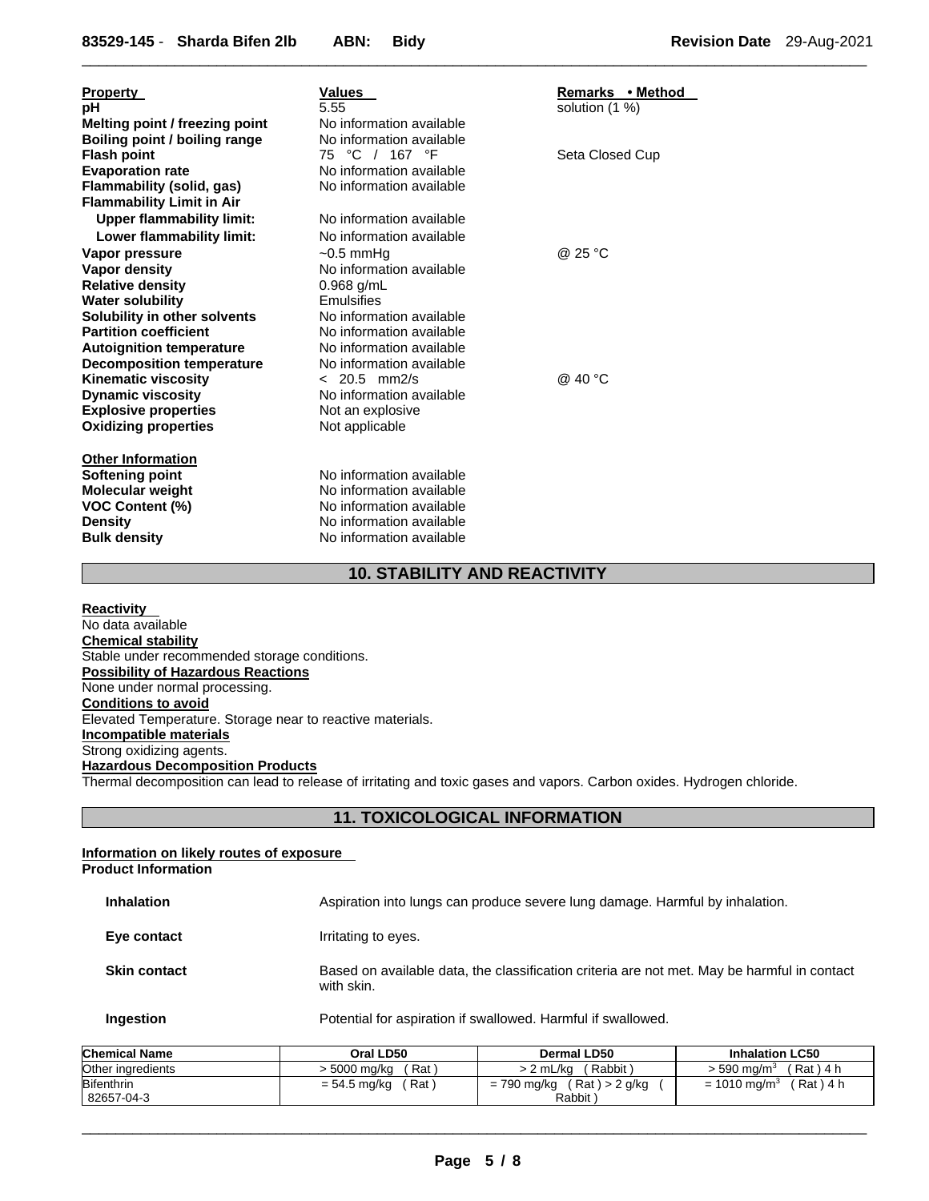| Property | Values | Remarks • Method |
|---|---|---|
| pH | 5.55 | solution (1 %) |
| Melting point / freezing point | No information available | |
| Boiling point / boiling range | No information available | |
| Flash point | 75 °C / 167 °F | Seta Closed Cup |
| Evaporation rate | No information available | |
| Flammability (solid, gas) | No information available | |
| Flammability Limit in Air | | |
| Upper flammability limit: | No information available | |
| Lower flammability limit: | No information available | |
| Vapor pressure | ~0.5 mmHg | @ 25 °C |
| Vapor density | No information available | |
| Relative density | 0.968 g/mL | |
| Water solubility | Emulsifies | |
| Solubility in other solvents | No information available | |
| Partition coefficient | No information available | |
| Autoignition temperature | No information available | |
| Decomposition temperature | No information available | |
| Kinematic viscosity | < 20.5 mm2/s | @ 40 °C |
| Dynamic viscosity | No information available | |
| Explosive properties | Not an explosive | |
| Oxidizing properties | Not applicable | |

**Other Information**

| | |
|---|---|
| Softening point | No information available |
| Molecular weight | No information available |
| VOC Content (%) | No information available |
| Density | No information available |
| Bulk density | No information available |

## 10. STABILITY AND REACTIVITY

**Reactivity**
No data available

**Chemical stability**
Stable under recommended storage conditions.

**Possibility of Hazardous Reactions**
None under normal processing.

**Conditions to avoid**
Elevated Temperature. Storage near to reactive materials.

**Incompatible materials**
Strong oxidizing agents.

**Hazardous Decomposition Products**
Thermal decomposition can lead to release of irritating and toxic gases and vapors. Carbon oxides. Hydrogen chloride.

## 11. TOXICOLOGICAL INFORMATION

**Information on likely routes of exposure**

**Product Information**

| | |
|---|---|
| **Inhalation** | Aspiration into lungs can produce severe lung damage. Harmful by inhalation. |
| **Eye contact** | Irritating to eyes. |
| **Skin contact** | Based on available data, the classification criteria are not met. May be harmful in contact with skin. |
| **Ingestion** | Potential for aspiration if swallowed. Harmful if swallowed. |

| Chemical Name | Oral LD50 | Dermal LD50 | Inhalation LC50 |
|---|---|---|---|
| Other ingredients | > 5000 mg/kg ( Rat ) | > 2 mL/kg ( Rabbit ) | > 590 mg/m$^3$ ( Rat ) 4 h |
| Bifenthrin 82657-04-3 | = 54.5 mg/kg ( Rat ) | = 790 mg/kg ( Rat ) > 2 g/kg ( Rabbit ) | = 1010 mg/m$^3$ ( Rat ) 4 h |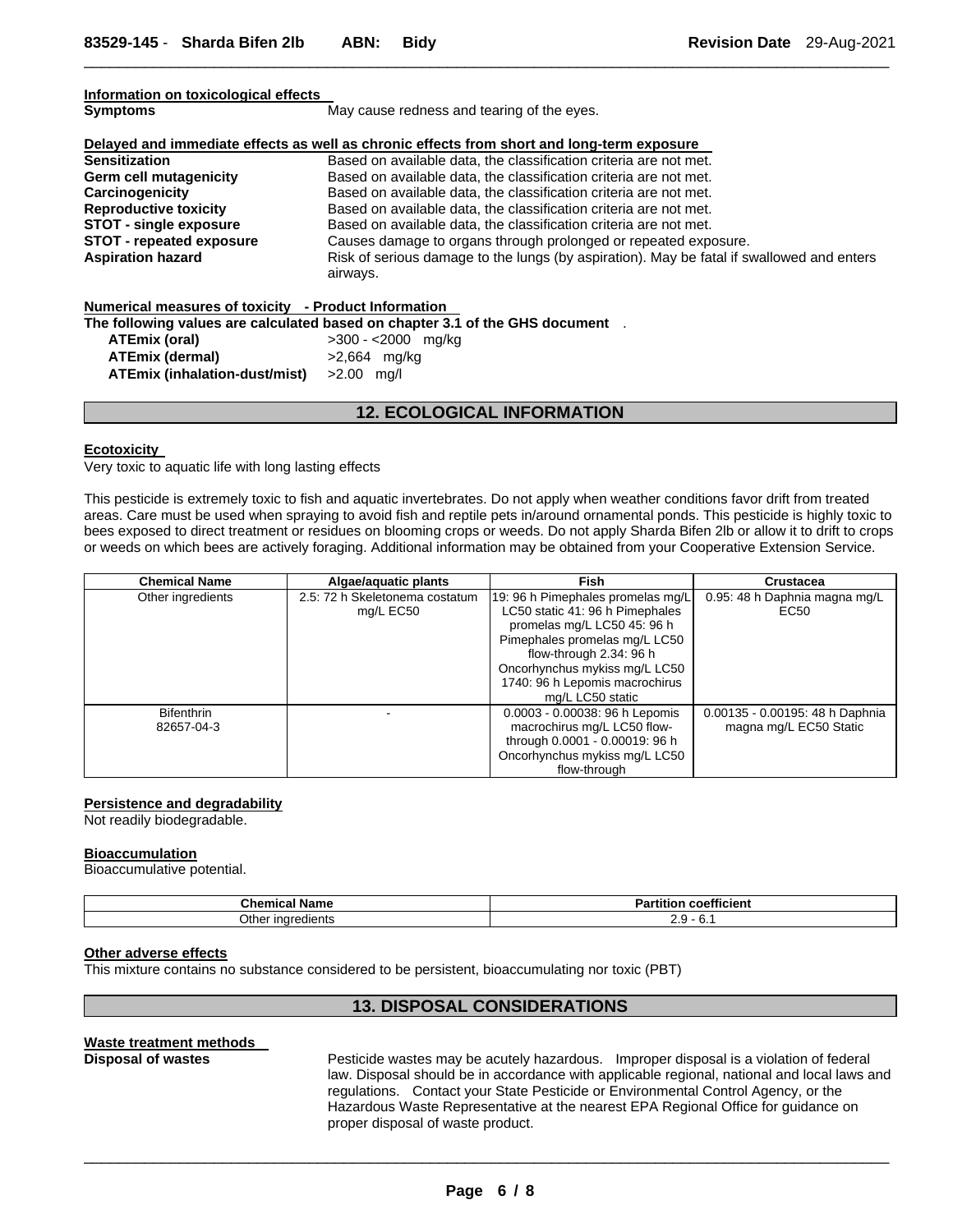**Information on toxicological effects**

| | |
|---|---|
| **Symptoms** | May cause redness and tearing of the eyes. |

**Delayed and immediate effects as well as chronic effects from short and long-term exposure**

| | |
|---|---|
| **Sensitization** | Based on available data, the classification criteria are not met. |
| **Germ cell mutagenicity** | Based on available data, the classification criteria are not met. |
| **Carcinogenicity** | Based on available data, the classification criteria are not met. |
| **Reproductive toxicity** | Based on available data, the classification criteria are not met. |
| **STOT - single exposure** | Based on available data, the classification criteria are not met. |
| **STOT - repeated exposure** | Causes damage to organs through prolonged or repeated exposure. |
| **Aspiration hazard** | Risk of serious damage to the lungs (by aspiration). May be fatal if swallowed and enters airways. |

**Numerical measures of toxicity - Product Information**

**The following values are calculated based on chapter 3.1 of the GHS document** .

| | |
|---|---|
| **ATEmix (oral)** | >300 - <2000 mg/kg |
| **ATEmix (dermal)** | >2,664 mg/kg |
| **ATEmix (inhalation-dust/mist)** | >2.00 mg/l |

## 12. ECOLOGICAL INFORMATION

**Ecotoxicity**

Very toxic to aquatic life with long lasting effects

This pesticide is extremely toxic to fish and aquatic invertebrates. Do not apply when weather conditions favor drift from treated areas. Care must be used when spraying to avoid fish and reptile pets in/around ornamental ponds. This pesticide is highly toxic to bees exposed to direct treatment or residues on blooming crops or weeds. Do not apply Sharda Bifen 2lb or allow it to drift to crops or weeds on which bees are actively foraging. Additional information may be obtained from your Cooperative Extension Service.

| Chemical Name | Algae/aquatic plants | Fish | Crustacea |
|---|---|---|---|
| Other ingredients | 2.5: 72 h Skeletonema costatum mg/L EC50 | 19: 96 h Pimephales promelas mg/L LC50 static 41: 96 h Pimephales promelas mg/L LC50 45: 96 h Pimephales promelas mg/L LC50 flow-through 2.34: 96 h Oncorhynchus mykiss mg/L LC50 1740: 96 h Lepomis macrochirus mg/L LC50 static | 0.95: 48 h Daphnia magna mg/L EC50 |
| Bifenthrin 82657-04-3 | - | 0.0003 - 0.00038: 96 h Lepomis macrochirus mg/L LC50 flow-through 0.0001 - 0.00019: 96 h Oncorhynchus mykiss mg/L LC50 flow-through | 0.00135 - 0.00195: 48 h Daphnia magna mg/L EC50 Static |

**Persistence and degradability**

Not readily biodegradable.

**Bioaccumulation**

Bioaccumulative potential.

| Chemical Name | Partition coefficient |
|---|---|
| Other ingredients | 2.9 - 6.1 |

**Other adverse effects**

This mixture contains no substance considered to be persistent, bioaccumulating nor toxic (PBT)

## 13. DISPOSAL CONSIDERATIONS

**Waste treatment methods**

| | |
|---|---|
| **Disposal of wastes** | Pesticide wastes may be acutely hazardous. Improper disposal is a violation of federal law. Disposal should be in accordance with applicable regional, national and local laws and regulations. Contact your State Pesticide or Environmental Control Agency, or the Hazardous Waste Representative at the nearest EPA Regional Office for guidance on proper disposal of waste product. |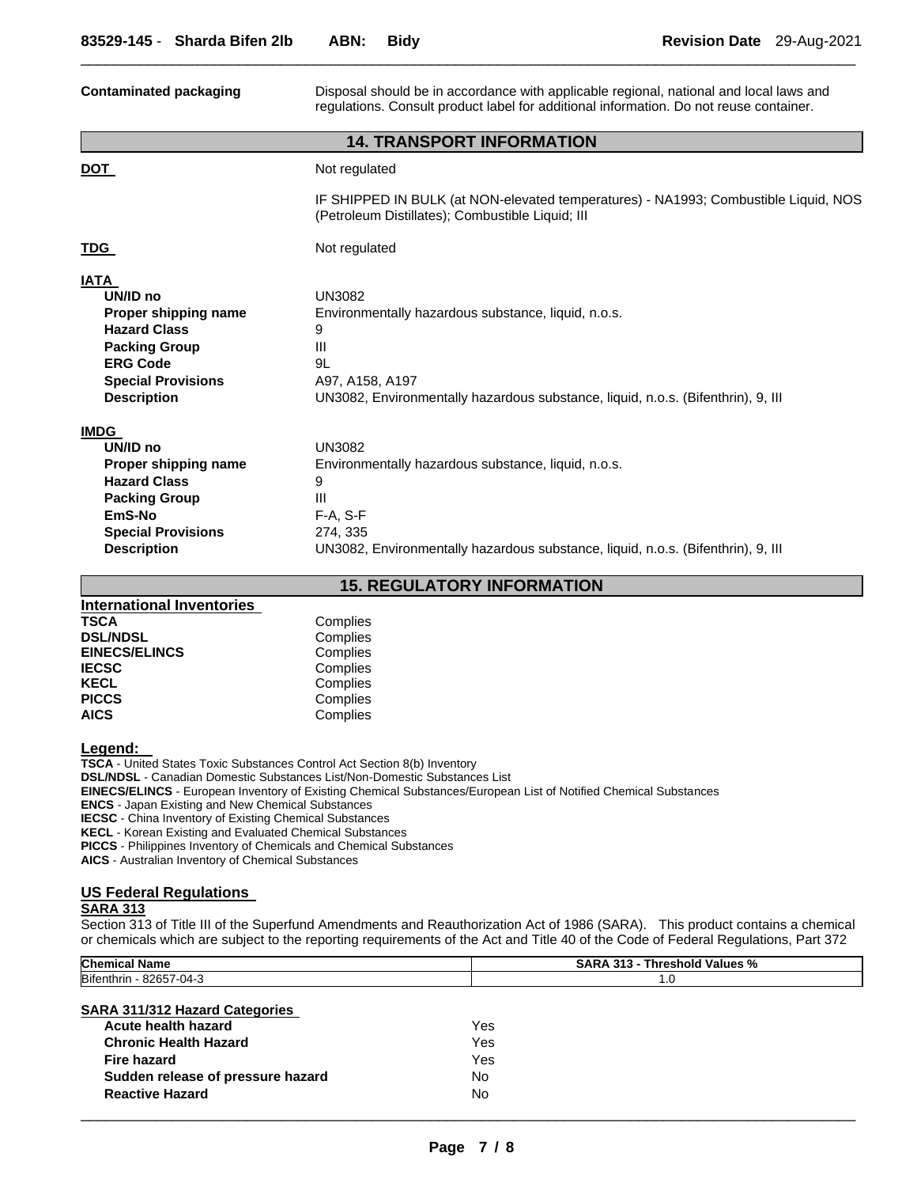**Contaminated packaging** Disposal should be in accordance with applicable regional, national and local laws and regulations. Consult product label for additional information. Do not reuse container.

## 14. TRANSPORT INFORMATION

**DOT** Not regulated

IF SHIPPED IN BULK (at NON-elevated temperatures) - NA1993; Combustible Liquid, NOS (Petroleum Distillates); Combustible Liquid; III

**TDG** Not regulated

**IATA**

| | |
|---|---|
| **UN/ID no** | UN3082 |
| **Proper shipping name** | Environmentally hazardous substance, liquid, n.o.s. |
| **Hazard Class** | 9 |
| **Packing Group** | III |
| **ERG Code** | 9L |
| **Special Provisions** | A97, A158, A197 |
| **Description** | UN3082, Environmentally hazardous substance, liquid, n.o.s. (Bifenthrin), 9, III |

**IMDG**

| | |
|---|---|
| **UN/ID no** | UN3082 |
| **Proper shipping name** | Environmentally hazardous substance, liquid, n.o.s. |
| **Hazard Class** | 9 |
| **Packing Group** | III |
| **EmS-No** | F-A, S-F |
| **Special Provisions** | 274, 335 |
| **Description** | UN3082, Environmentally hazardous substance, liquid, n.o.s. (Bifenthrin), 9, III |

## 15. REGULATORY INFORMATION

**International Inventories**

| | |
|---|---|
| **TSCA** | Complies |
| **DSL/NDSL** | Complies |
| **EINECS/ELINCS** | Complies |
| **IECSC** | Complies |
| **KECL** | Complies |
| **PICCS** | Complies |
| **AICS** | Complies |

**Legend:**

**TSCA** - United States Toxic Substances Control Act Section 8(b) Inventory
**DSL/NDSL** - Canadian Domestic Substances List/Non-Domestic Substances List
**EINECS/ELINCS** - European Inventory of Existing Chemical Substances/European List of Notified Chemical Substances
**ENCS** - Japan Existing and New Chemical Substances
**IECSC** - China Inventory of Existing Chemical Substances
**KECL** - Korean Existing and Evaluated Chemical Substances
**PICCS** - Philippines Inventory of Chemicals and Chemical Substances
**AICS** - Australian Inventory of Chemical Substances

**US Federal Regulations**

**SARA 313**

Section 313 of Title III of the Superfund Amendments and Reauthorization Act of 1986 (SARA). This product contains a chemical or chemicals which are subject to the reporting requirements of the Act and Title 40 of the Code of Federal Regulations, Part 372

| Chemical Name | SARA 313 - Threshold Values % |
|---|---|
| Bifenthrin - 82657-04-3 | 1.0 |

**SARA 311/312 Hazard Categories**

| | |
|---|---|
| **Acute health hazard** | Yes |
| **Chronic Health Hazard** | Yes |
| **Fire hazard** | Yes |
| **Sudden release of pressure hazard** | No |
| **Reactive Hazard** | No |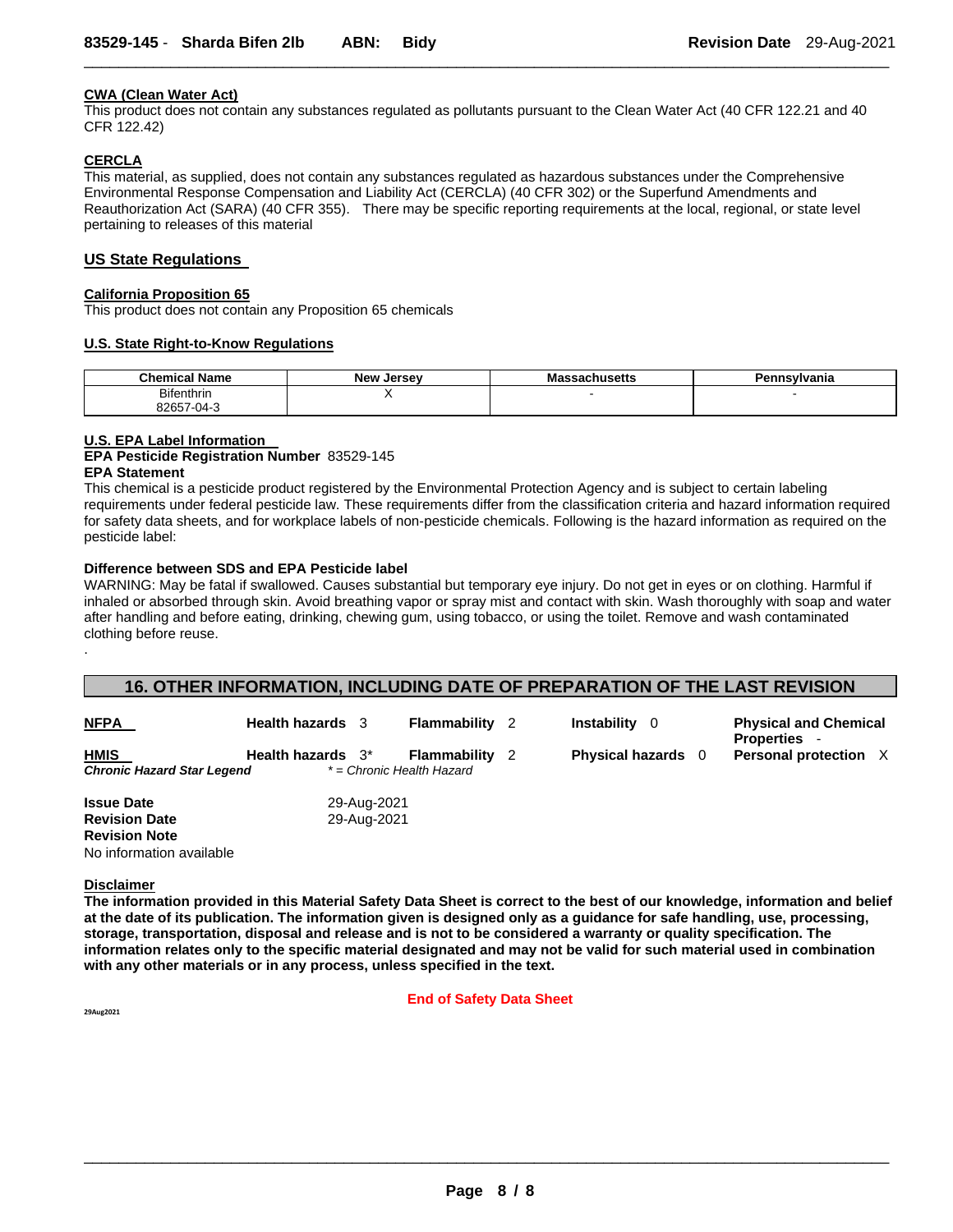**CWA (Clean Water Act)**

This product does not contain any substances regulated as pollutants pursuant to the Clean Water Act (40 CFR 122.21 and 40 CFR 122.42)

**CERCLA**

This material, as supplied, does not contain any substances regulated as hazardous substances under the Comprehensive Environmental Response Compensation and Liability Act (CERCLA) (40 CFR 302) or the Superfund Amendments and Reauthorization Act (SARA) (40 CFR 355). There may be specific reporting requirements at the local, regional, or state level pertaining to releases of this material

## US State Regulations

**California Proposition 65**

This product does not contain any Proposition 65 chemicals

**U.S. State Right-to-Know Regulations**

| Chemical Name | New Jersey | Massachusetts | Pennsylvania |
|---|---|---|---|
| Bifenthrin 82657-04-3 | X | - | - |

**U.S. EPA Label Information**

**EPA Pesticide Registration Number** 83529-145

**EPA Statement**

This chemical is a pesticide product registered by the Environmental Protection Agency and is subject to certain labeling requirements under federal pesticide law. These requirements differ from the classification criteria and hazard information required for safety data sheets, and for workplace labels of non-pesticide chemicals. Following is the hazard information as required on the pesticide label:

**Difference between SDS and EPA Pesticide label**

WARNING: May be fatal if swallowed. Causes substantial but temporary eye injury. Do not get in eyes or on clothing. Harmful if inhaled or absorbed through skin. Avoid breathing vapor or spray mist and contact with skin. Wash thoroughly with soap and water after handling and before eating, drinking, chewing gum, using tobacco, or using the toilet. Remove and wash contaminated clothing before reuse.

.

## 16. OTHER INFORMATION, INCLUDING DATE OF PREPARATION OF THE LAST REVISION

| | | | | |
|---|---|---|---|---|
| **NFPA** | **Health hazards** 3 | **Flammability** 2 | **Instability** 0 | **Physical and Chemical Properties** - |
| **HMIS** | **Health hazards** 3* | **Flammability** 2 | **Physical hazards** 0 | **Personal protection** X |

***Chronic Hazard Star Legend*** *\* = Chronic Health Hazard*

**Issue Date** 29-Aug-2021

**Revision Date** 29-Aug-2021

**Revision Note**

No information available

**Disclaimer**

**The information provided in this Material Safety Data Sheet is correct to the best of our knowledge, information and belief at the date of its publication. The information given is designed only as a guidance for safe handling, use, processing, storage, transportation, disposal and release and is not to be considered a warranty or quality specification. The information relates only to the specific material designated and may not be valid for such material used in combination with any other materials or in any process, unless specified in the text.**

**End of Safety Data Sheet**

29Aug2021